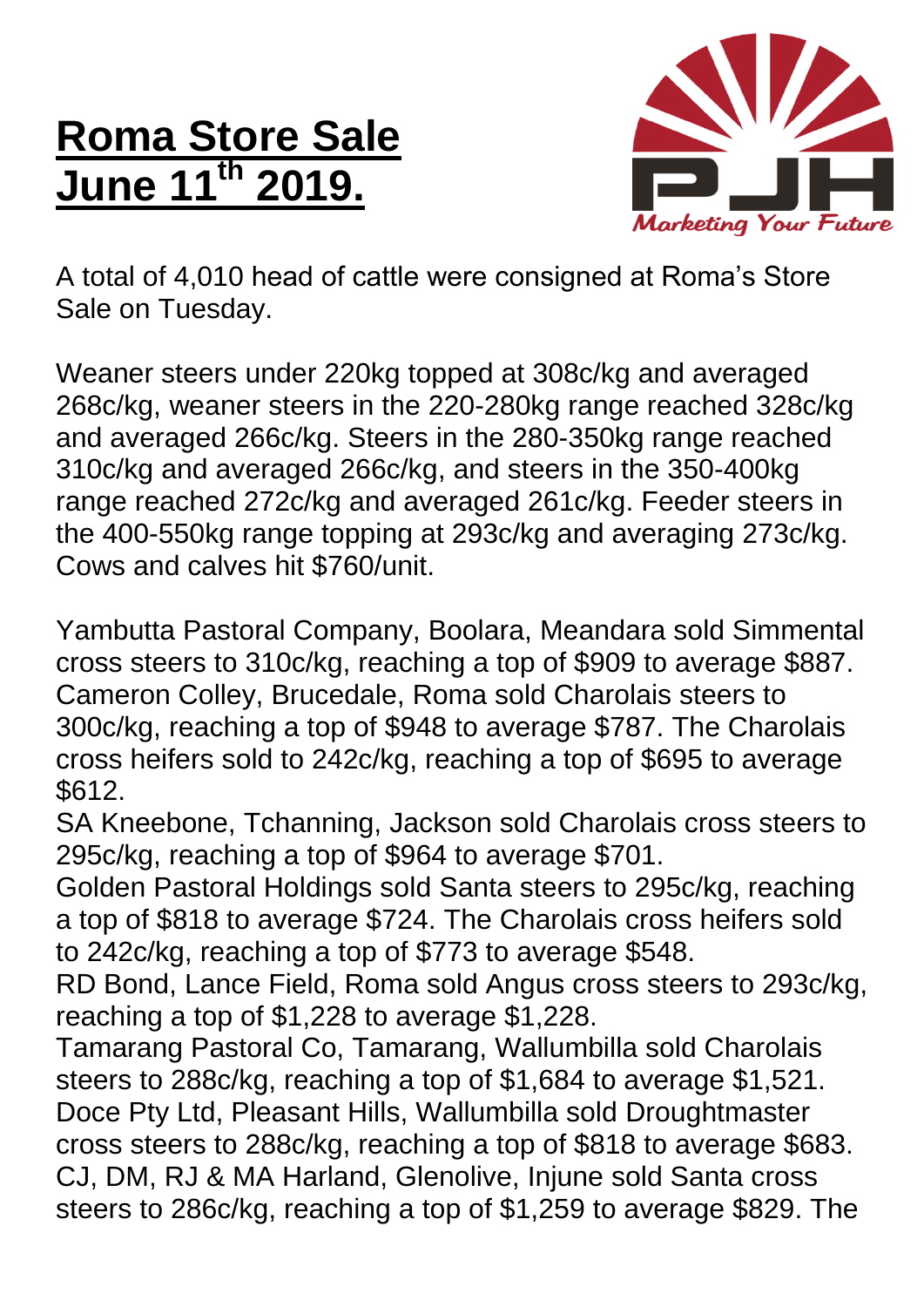# Roma Store Sale June 11th 2019.

A total of 4,010 head of cattle were consigned at Roma's Store Sale on Tuesday.

Weaner steers under 220kg topped at 308c/kg and averaged 268c/kg, weaner steers in the 220-280kg range reached 328c/kg and averaged 266c/kg. Steers in the 280-350kg range reached 310c/kg and averaged 266c/kg, and steers in the 350-400kg range reached 272c/kg and averaged 261c/kg. Feeder steers in the 400-550kg range topping at 293c/kg and averaging 273c/kg. Cows and calves hit $760/unit.

Yambutta Pastoral Company, Boolara, Meandara sold Simmental cross steers to 310c/kg, reaching a top of $909 to average $887. Cameron Colley, Brucedale, Roma sold Charolais steers to 300c/kg, reaching a top of $948 to average $787. The Charolais cross heifers sold to 242c/kg, reaching a top of $695 to average $612.
SA Kneebone, Tchanning, Jackson sold Charolais cross steers to 295c/kg, reaching a top of $964 to average $701.
Golden Pastoral Holdings sold Santa steers to 295c/kg, reaching a top of $818 to average $724. The Charolais cross heifers sold to 242c/kg, reaching a top of $773 to average $548.
RD Bond, Lance Field, Roma sold Angus cross steers to 293c/kg, reaching a top of $1,228 to average $1,228.
Tamarang Pastoral Co, Tamarang, Wallumbilla sold Charolais steers to 288c/kg, reaching a top of $1,684 to average $1,521.
Doce Pty Ltd, Pleasant Hills, Wallumbilla sold Droughtmaster cross steers to 288c/kg, reaching a top of $818 to average $683.
CJ, DM, RJ & MA Harland, Glenolive, Injune sold Santa cross steers to 286c/kg, reaching a top of $1,259 to average $829. The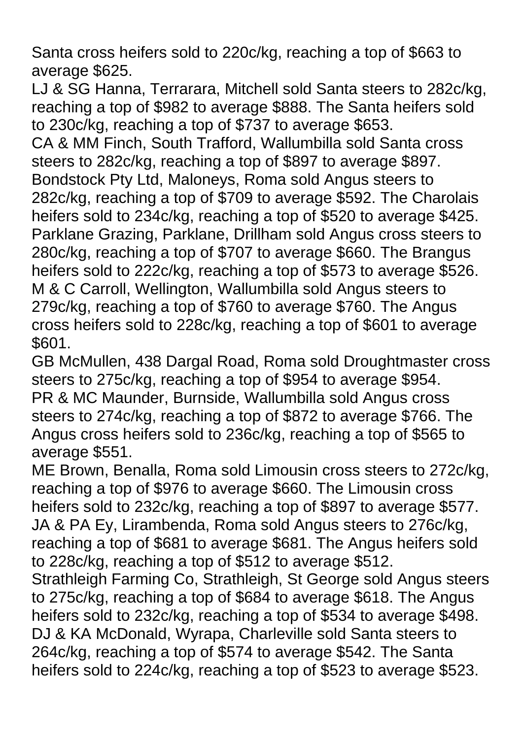Santa cross heifers sold to 220c/kg, reaching a top of $663 to average $625.

LJ & SG Hanna, Terrarara, Mitchell sold Santa steers to 282c/kg, reaching a top of $982 to average $888. The Santa heifers sold to 230c/kg, reaching a top of $737 to average $653.

CA & MM Finch, South Trafford, Wallumbilla sold Santa cross steers to 282c/kg, reaching a top of $897 to average $897.

Bondstock Pty Ltd, Maloneys, Roma sold Angus steers to 282c/kg, reaching a top of $709 to average $592. The Charolais heifers sold to 234c/kg, reaching a top of $520 to average $425.

Parklane Grazing, Parklane, Drillham sold Angus cross steers to 280c/kg, reaching a top of $707 to average $660. The Brangus heifers sold to 222c/kg, reaching a top of $573 to average $526.

M & C Carroll, Wellington, Wallumbilla sold Angus steers to 279c/kg, reaching a top of $760 to average $760. The Angus cross heifers sold to 228c/kg, reaching a top of $601 to average $601.

GB McMullen, 438 Dargal Road, Roma sold Droughtmaster cross steers to 275c/kg, reaching a top of $954 to average $954.

PR & MC Maunder, Burnside, Wallumbilla sold Angus cross steers to 274c/kg, reaching a top of $872 to average $766. The Angus cross heifers sold to 236c/kg, reaching a top of $565 to average $551.

ME Brown, Benalla, Roma sold Limousin cross steers to 272c/kg, reaching a top of $976 to average $660. The Limousin cross heifers sold to 232c/kg, reaching a top of $897 to average $577.

JA & PA Ey, Lirambenda, Roma sold Angus steers to 276c/kg, reaching a top of $681 to average $681. The Angus heifers sold to 228c/kg, reaching a top of $512 to average $512.

Strathleigh Farming Co, Strathleigh, St George sold Angus steers to 275c/kg, reaching a top of $684 to average $618. The Angus heifers sold to 232c/kg, reaching a top of $534 to average $498.

DJ & KA McDonald, Wyrapa, Charleville sold Santa steers to 264c/kg, reaching a top of $574 to average $542. The Santa heifers sold to 224c/kg, reaching a top of $523 to average $523.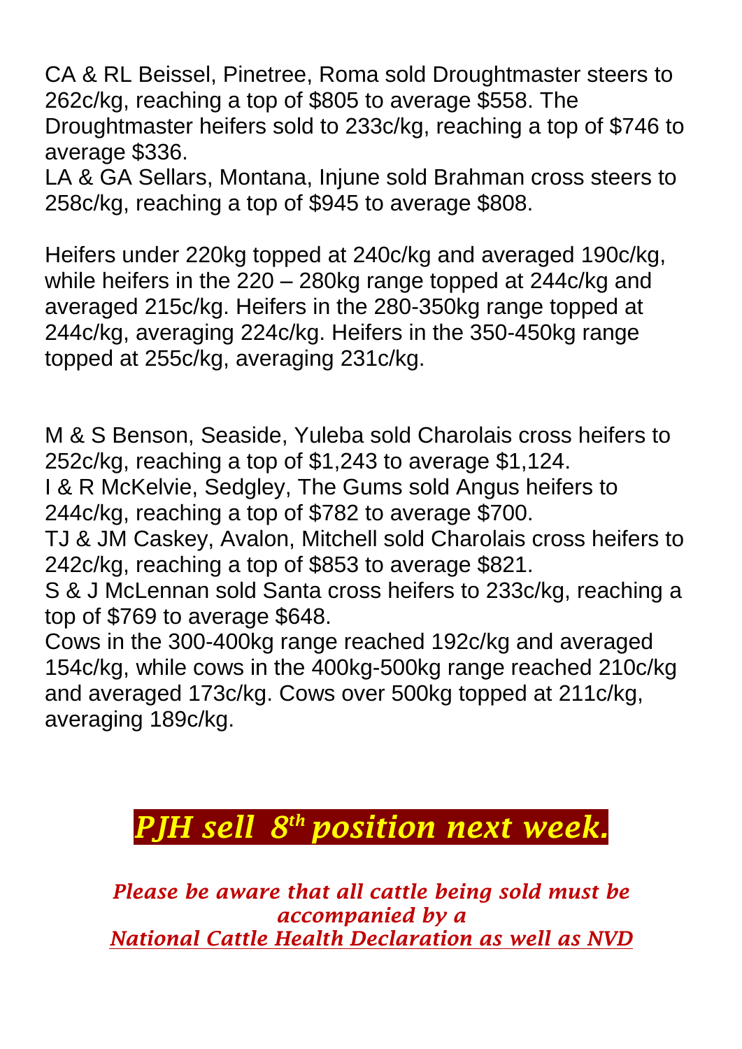CA & RL Beissel, Pinetree, Roma sold Droughtmaster steers to 262c/kg, reaching a top of $805 to average $558. The Droughtmaster heifers sold to 233c/kg, reaching a top of $746 to average $336.
LA & GA Sellars, Montana, Injune sold Brahman cross steers to 258c/kg, reaching a top of $945 to average $808.

Heifers under 220kg topped at 240c/kg and averaged 190c/kg, while heifers in the 220 – 280kg range topped at 244c/kg and averaged 215c/kg. Heifers in the 280-350kg range topped at 244c/kg, averaging 224c/kg. Heifers in the 350-450kg range topped at 255c/kg, averaging 231c/kg.

M & S Benson, Seaside, Yuleba sold Charolais cross heifers to 252c/kg, reaching a top of $1,243 to average $1,124.
I & R McKelvie, Sedgley, The Gums sold Angus heifers to 244c/kg, reaching a top of $782 to average $700.
TJ & JM Caskey, Avalon, Mitchell sold Charolais cross heifers to 242c/kg, reaching a top of $853 to average $821.
S & J McLennan sold Santa cross heifers to 233c/kg, reaching a top of $769 to average $648.
Cows in the 300-400kg range reached 192c/kg and averaged 154c/kg, while cows in the 400kg-500kg range reached 210c/kg and averaged 173c/kg. Cows over 500kg topped at 211c/kg, averaging 189c/kg.

## *PJH sell 8th position next week.*

*Please be aware that all cattle being sold must be accompanied by a National Cattle Health Declaration as well as NVD*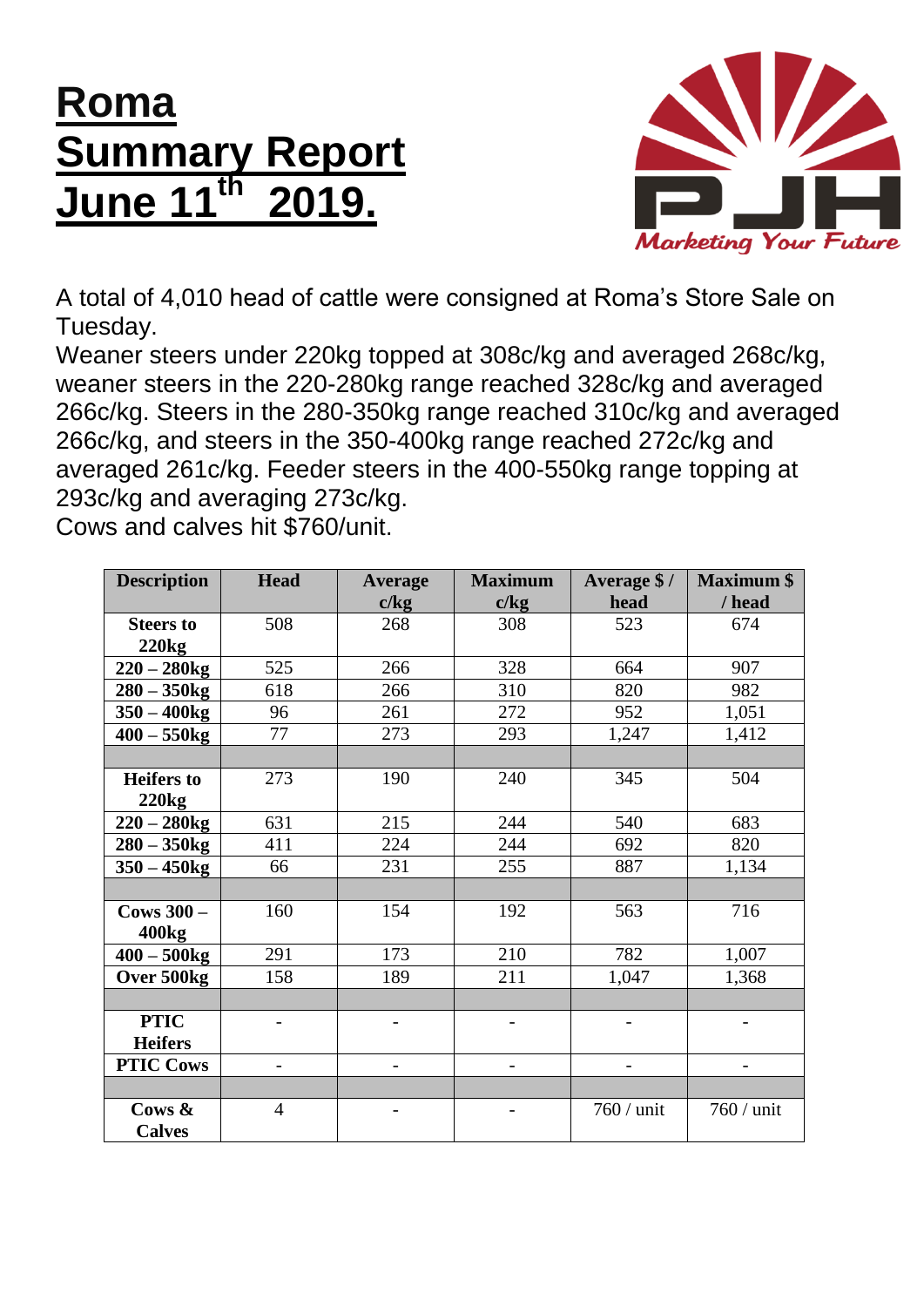# Roma Summary Report June 11th 2019.

Marketing Your Future

A total of 4,010 head of cattle were consigned at Roma's Store Sale on Tuesday.

Weaner steers under 220kg topped at 308c/kg and averaged 268c/kg, weaner steers in the 220-280kg range reached 328c/kg and averaged 266c/kg. Steers in the 280-350kg range reached 310c/kg and averaged 266c/kg, and steers in the 350-400kg range reached 272c/kg and averaged 261c/kg. Feeder steers in the 400-550kg range topping at 293c/kg and averaging 273c/kg.

Cows and calves hit $760/unit.

| Description | Head | Average c/kg | Maximum c/kg | Average $ / head | Maximum $ / head |
| --- | --- | --- | --- | --- | --- |
| **Steers to 220kg** | 508 | 268 | 308 | 523 | 674 |
| **220 – 280kg** | 525 | 266 | 328 | 664 | 907 |
| **280 – 350kg** | 618 | 266 | 310 | 820 | 982 |
| **350 – 400kg** | 96 | 261 | 272 | 952 | 1,051 |
| **400 – 550kg** | 77 | 273 | 293 | 1,247 | 1,412 |
| | | | | | |
| **Heifers to 220kg** | 273 | 190 | 240 | 345 | 504 |
| **220 – 280kg** | 631 | 215 | 244 | 540 | 683 |
| **280 – 350kg** | 411 | 224 | 244 | 692 | 820 |
| **350 – 450kg** | 66 | 231 | 255 | 887 | 1,134 |
| | | | | | |
| **Cows 300 – 400kg** | 160 | 154 | 192 | 563 | 716 |
| **400 – 500kg** | 291 | 173 | 210 | 782 | 1,007 |
| **Over 500kg** | 158 | 189 | 211 | 1,047 | 1,368 |
| | | | | | |
| **PTIC Heifers** | - | - | - | - | - |
| **PTIC Cows** | - | - | - | - | - |
| | | | | | |
| **Cows & Calves** | 4 | - | - | 760 / unit | 760 / unit |